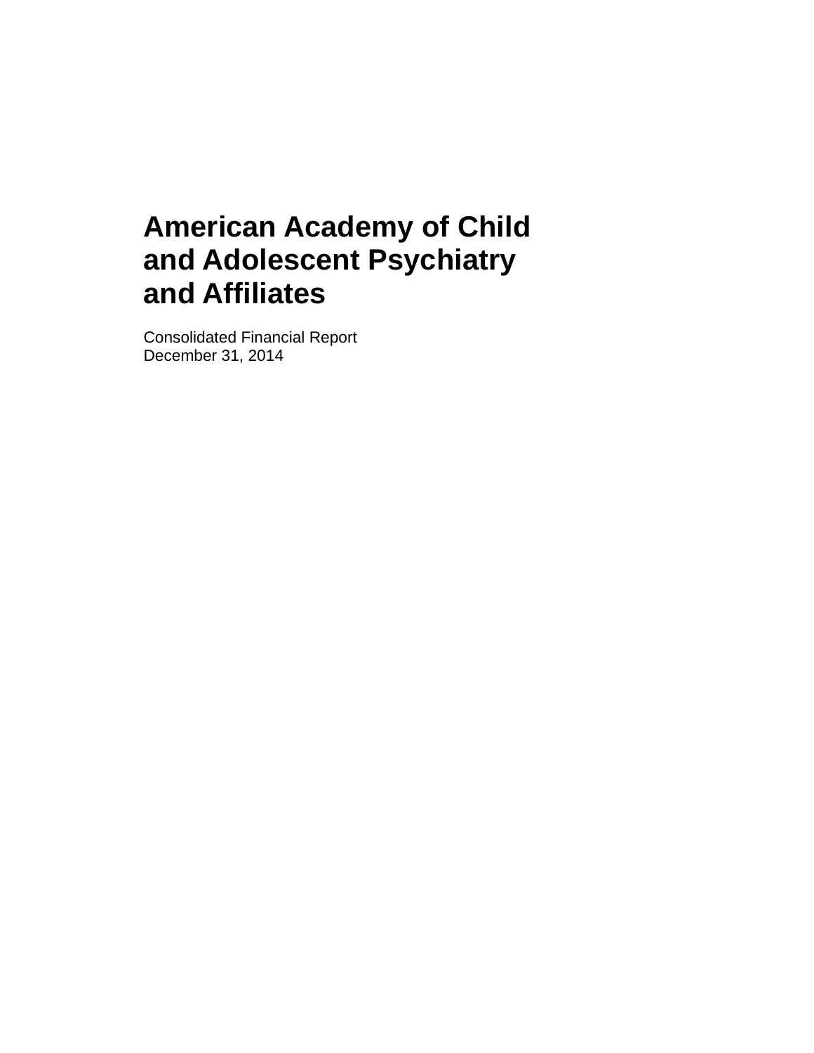# American Academy of Child and Adolescent Psychiatry and Affiliates

Consolidated Financial Report
December 31, 2014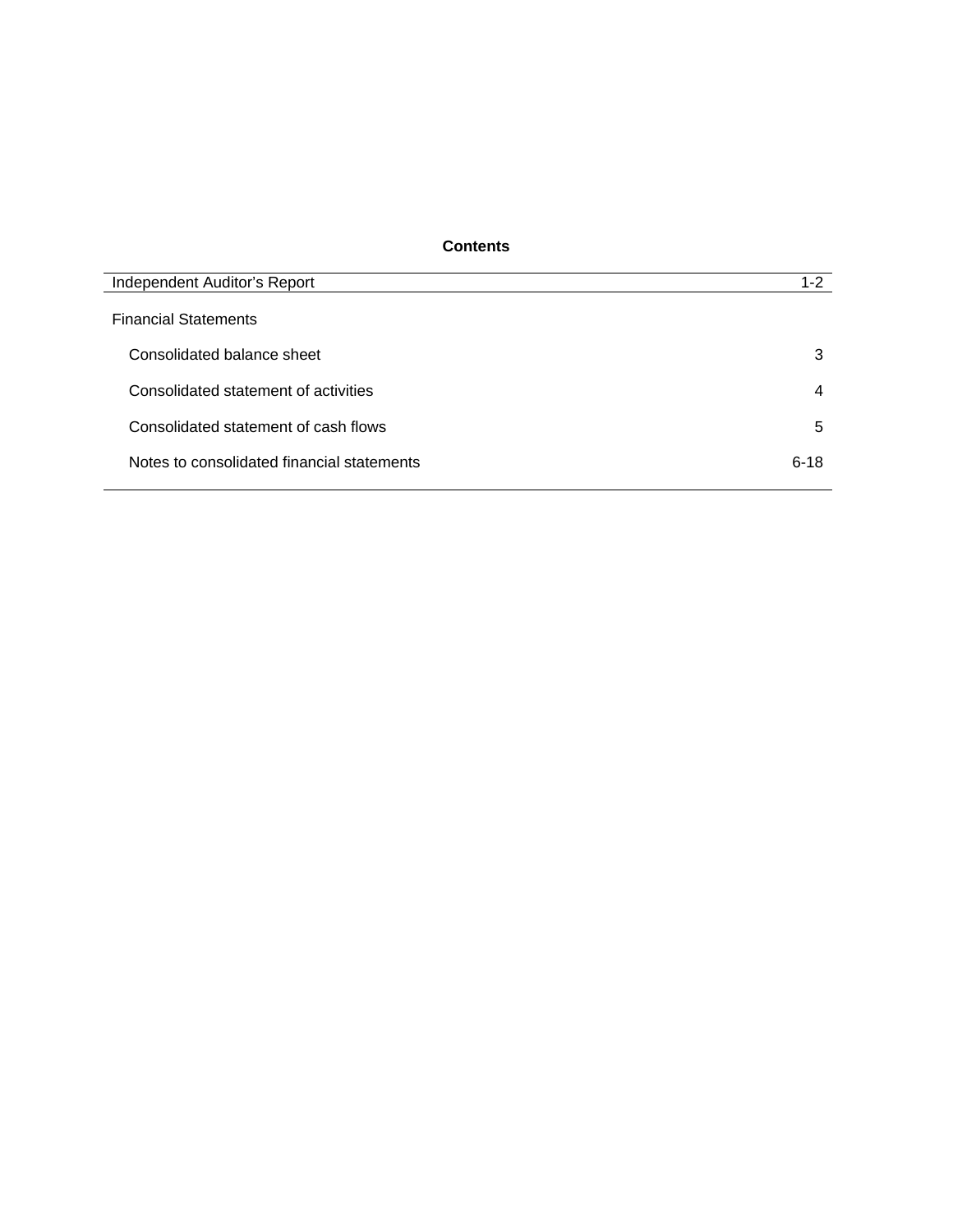## Contents

| | |
|---|---|
| Independent Auditor's Report | 1-2 |
| **Financial Statements** | |
| Consolidated balance sheet | 3 |
| Consolidated statement of activities | 4 |
| Consolidated statement of cash flows | 5 |
| Notes to consolidated financial statements | 6-18 |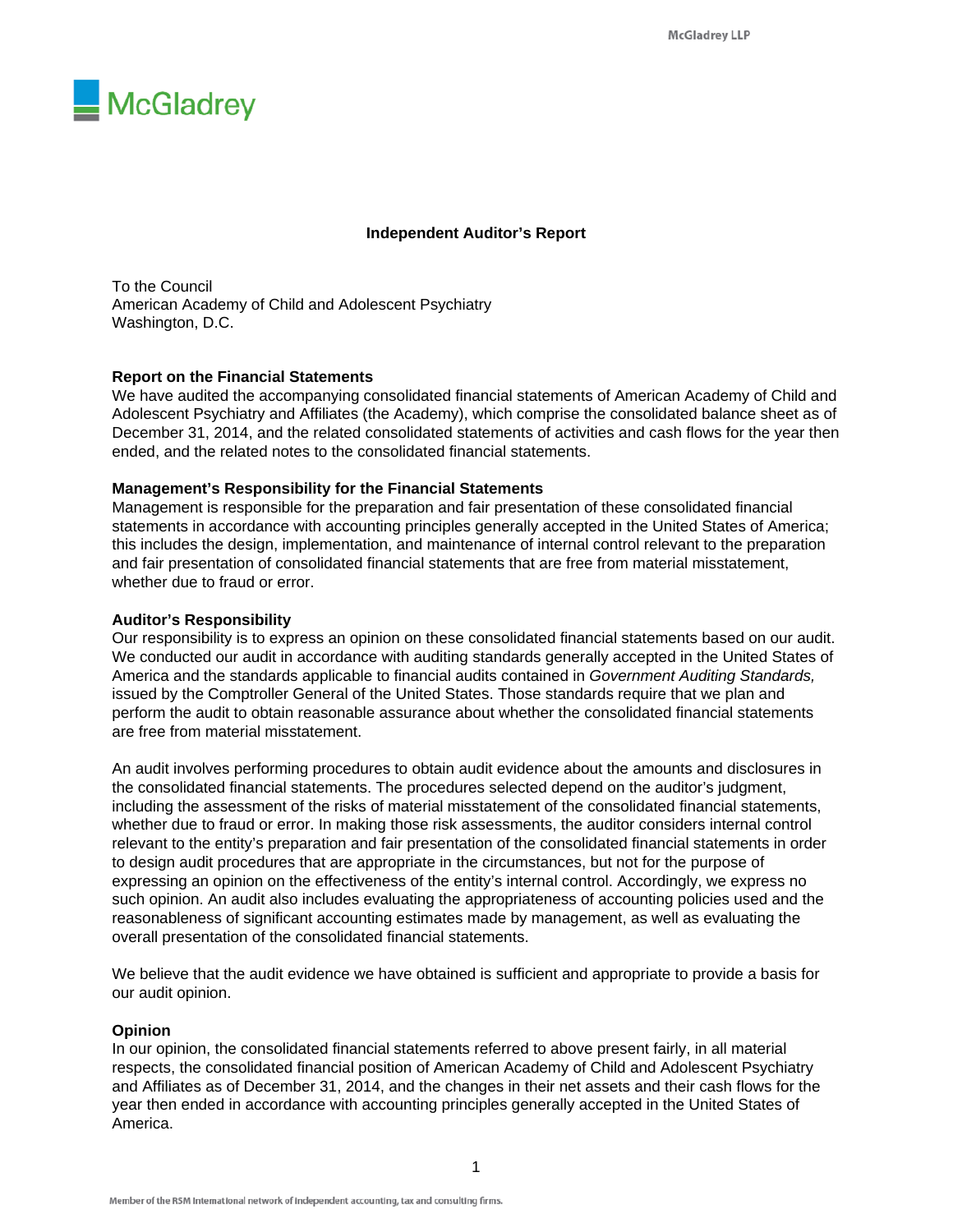**Independent Auditor's Report**

To the Council
American Academy of Child and Adolescent Psychiatry
Washington, D.C.

**Report on the Financial Statements**

We have audited the accompanying consolidated financial statements of American Academy of Child and Adolescent Psychiatry and Affiliates (the Academy), which comprise the consolidated balance sheet as of December 31, 2014, and the related consolidated statements of activities and cash flows for the year then ended, and the related notes to the consolidated financial statements.

**Management's Responsibility for the Financial Statements**

Management is responsible for the preparation and fair presentation of these consolidated financial statements in accordance with accounting principles generally accepted in the United States of America; this includes the design, implementation, and maintenance of internal control relevant to the preparation and fair presentation of consolidated financial statements that are free from material misstatement, whether due to fraud or error.

**Auditor's Responsibility**

Our responsibility is to express an opinion on these consolidated financial statements based on our audit. We conducted our audit in accordance with auditing standards generally accepted in the United States of America and the standards applicable to financial audits contained in *Government Auditing Standards,* issued by the Comptroller General of the United States. Those standards require that we plan and perform the audit to obtain reasonable assurance about whether the consolidated financial statements are free from material misstatement.

An audit involves performing procedures to obtain audit evidence about the amounts and disclosures in the consolidated financial statements. The procedures selected depend on the auditor's judgment, including the assessment of the risks of material misstatement of the consolidated financial statements, whether due to fraud or error. In making those risk assessments, the auditor considers internal control relevant to the entity's preparation and fair presentation of the consolidated financial statements in order to design audit procedures that are appropriate in the circumstances, but not for the purpose of expressing an opinion on the effectiveness of the entity's internal control. Accordingly, we express no such opinion. An audit also includes evaluating the appropriateness of accounting policies used and the reasonableness of significant accounting estimates made by management, as well as evaluating the overall presentation of the consolidated financial statements.

We believe that the audit evidence we have obtained is sufficient and appropriate to provide a basis for our audit opinion.

**Opinion**

In our opinion, the consolidated financial statements referred to above present fairly, in all material respects, the consolidated financial position of American Academy of Child and Adolescent Psychiatry and Affiliates as of December 31, 2014, and the changes in their net assets and their cash flows for the year then ended in accordance with accounting principles generally accepted in the United States of America.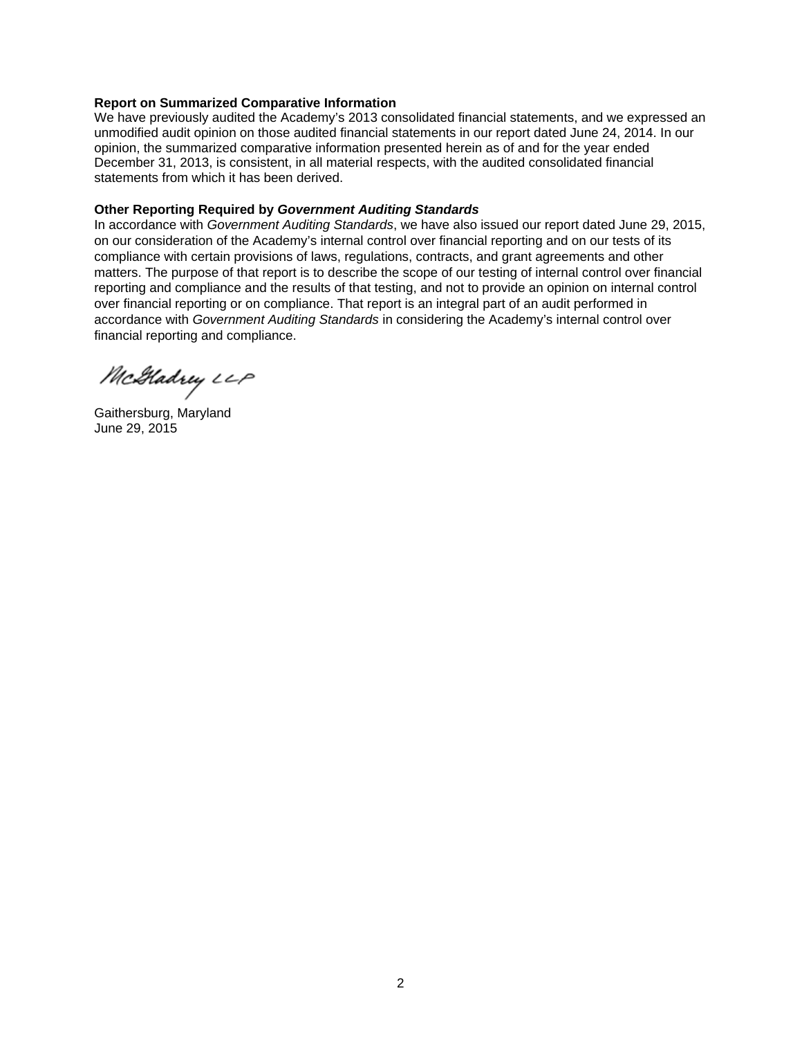**Report on Summarized Comparative Information**

We have previously audited the Academy's 2013 consolidated financial statements, and we expressed an unmodified audit opinion on those audited financial statements in our report dated June 24, 2014. In our opinion, the summarized comparative information presented herein as of and for the year ended December 31, 2013, is consistent, in all material respects, with the audited consolidated financial statements from which it has been derived.

**Other Reporting Required by *Government Auditing Standards***

In accordance with *Government Auditing Standards*, we have also issued our report dated June 29, 2015, on our consideration of the Academy's internal control over financial reporting and on our tests of its compliance with certain provisions of laws, regulations, contracts, and grant agreements and other matters. The purpose of that report is to describe the scope of our testing of internal control over financial reporting and compliance and the results of that testing, and not to provide an opinion on internal control over financial reporting or on compliance. That report is an integral part of an audit performed in accordance with *Government Auditing Standards* in considering the Academy's internal control over financial reporting and compliance.

McGladrey LLP

Gaithersburg, Maryland
June 29, 2015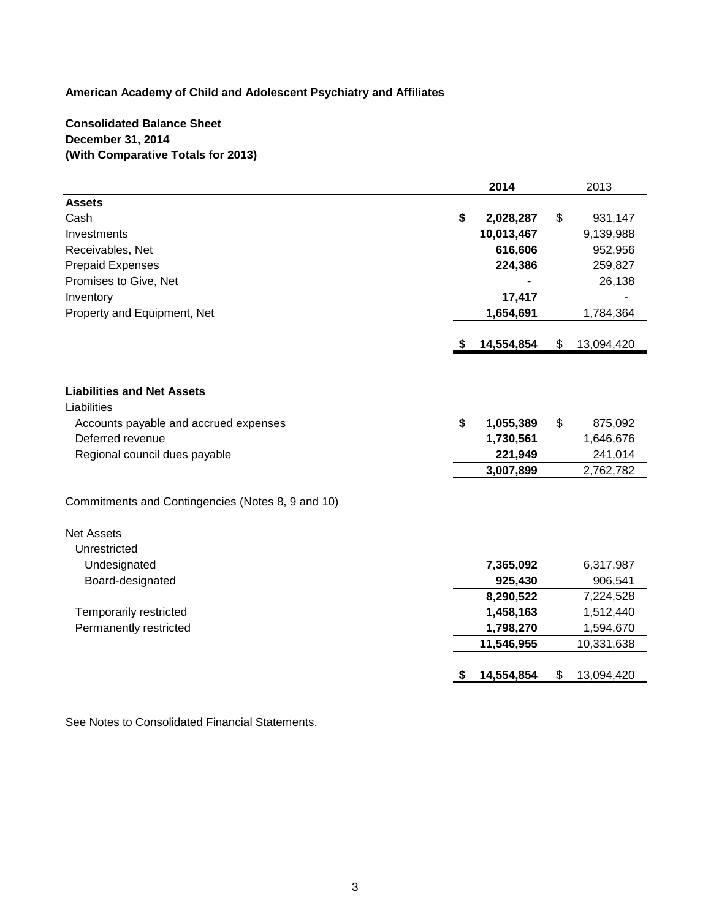**American Academy of Child and Adolescent Psychiatry and Affiliates**

**Consolidated Balance Sheet**
**December 31, 2014**
**(With Comparative Totals for 2013)**

| | 2014 | 2013 |
|---|---|---|
| **Assets** | | |
| Cash | $ 2,028,287 | $ 931,147 |
| Investments | 10,013,467 | 9,139,988 |
| Receivables, Net | 616,606 | 952,956 |
| Prepaid Expenses | 224,386 | 259,827 |
| Promises to Give, Net | - | 26,138 |
| Inventory | 17,417 | - |
| Property and Equipment, Net | 1,654,691 | 1,784,364 |
| | $ 14,554,854 | $ 13,094,420 |
| | | |
| **Liabilities and Net Assets** | | |
| Liabilities | | |
| Accounts payable and accrued expenses | $ 1,055,389 | $ 875,092 |
| Deferred revenue | 1,730,561 | 1,646,676 |
| Regional council dues payable | 221,949 | 241,014 |
| | 3,007,899 | 2,762,782 |
| | | |
| Commitments and Contingencies (Notes 8, 9 and 10) | | |
| | | |
| Net Assets | | |
| Unrestricted | | |
| Undesignated | 7,365,092 | 6,317,987 |
| Board-designated | 925,430 | 906,541 |
| | 8,290,522 | 7,224,528 |
| Temporarily restricted | 1,458,163 | 1,512,440 |
| Permanently restricted | 1,798,270 | 1,594,670 |
| | 11,546,955 | 10,331,638 |
| | $ 14,554,854 | $ 13,094,420 |

See Notes to Consolidated Financial Statements.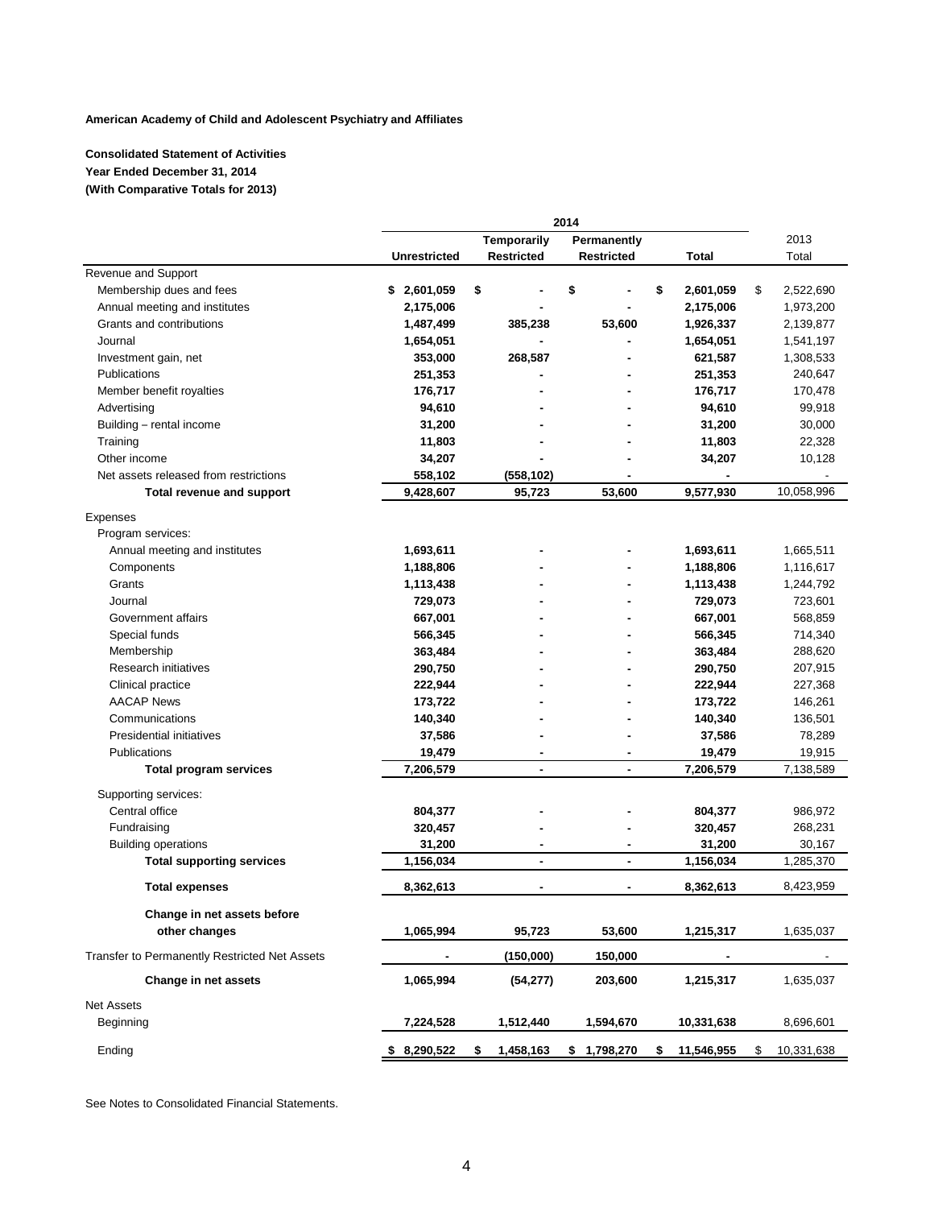**American Academy of Child and Adolescent Psychiatry and Affiliates**

**Consolidated Statement of Activities**
**Year Ended December 31, 2014**
**(With Comparative Totals for 2013)**

| | 2014 | | | | |
|---|---|---|---|---|---|
| | **Unrestricted** | **Temporarily Restricted** | **Permanently Restricted** | **Total** | 2013 Total |
| Revenue and Support | | | | | |
| Membership dues and fees | $ 2,601,059 | $ - | $ - | $ 2,601,059 | $ 2,522,690 |
| Annual meeting and institutes | 2,175,006 | - | - | 2,175,006 | 1,973,200 |
| Grants and contributions | 1,487,499 | 385,238 | 53,600 | 1,926,337 | 2,139,877 |
| Journal | 1,654,051 | - | - | 1,654,051 | 1,541,197 |
| Investment gain, net | 353,000 | 268,587 | - | 621,587 | 1,308,533 |
| Publications | 251,353 | - | - | 251,353 | 240,647 |
| Member benefit royalties | 176,717 | - | - | 176,717 | 170,478 |
| Advertising | 94,610 | - | - | 94,610 | 99,918 |
| Building – rental income | 31,200 | - | - | 31,200 | 30,000 |
| Training | 11,803 | - | - | 11,803 | 22,328 |
| Other income | 34,207 | - | - | 34,207 | 10,128 |
| Net assets released from restrictions | 558,102 | (558,102) | - | - | - |
| **Total revenue and support** | 9,428,607 | 95,723 | 53,600 | 9,577,930 | 10,058,996 |
| Expenses | | | | | |
| Program services: | | | | | |
| Annual meeting and institutes | 1,693,611 | - | - | 1,693,611 | 1,665,511 |
| Components | 1,188,806 | - | - | 1,188,806 | 1,116,617 |
| Grants | 1,113,438 | - | - | 1,113,438 | 1,244,792 |
| Journal | 729,073 | - | - | 729,073 | 723,601 |
| Government affairs | 667,001 | - | - | 667,001 | 568,859 |
| Special funds | 566,345 | - | - | 566,345 | 714,340 |
| Membership | 363,484 | - | - | 363,484 | 288,620 |
| Research initiatives | 290,750 | - | - | 290,750 | 207,915 |
| Clinical practice | 222,944 | - | - | 222,944 | 227,368 |
| AACAP News | 173,722 | - | - | 173,722 | 146,261 |
| Communications | 140,340 | - | - | 140,340 | 136,501 |
| Presidential initiatives | 37,586 | - | - | 37,586 | 78,289 |
| Publications | 19,479 | - | - | 19,479 | 19,915 |
| **Total program services** | 7,206,579 | - | - | 7,206,579 | 7,138,589 |
| Supporting services: | | | | | |
| Central office | 804,377 | - | - | 804,377 | 986,972 |
| Fundraising | 320,457 | - | - | 320,457 | 268,231 |
| Building operations | 31,200 | - | - | 31,200 | 30,167 |
| **Total supporting services** | 1,156,034 | - | - | 1,156,034 | 1,285,370 |
| **Total expenses** | 8,362,613 | - | - | 8,362,613 | 8,423,959 |
| **Change in net assets before other changes** | 1,065,994 | 95,723 | 53,600 | 1,215,317 | 1,635,037 |
| Transfer to Permanently Restricted Net Assets | - | (150,000) | 150,000 | - | - |
| **Change in net assets** | 1,065,994 | (54,277) | 203,600 | 1,215,317 | 1,635,037 |
| Net Assets | | | | | |
| Beginning | 7,224,528 | 1,512,440 | 1,594,670 | 10,331,638 | 8,696,601 |
| Ending | $ 8,290,522 | $ 1,458,163 | $ 1,798,270 | $ 11,546,955 | $ 10,331,638 |

See Notes to Consolidated Financial Statements.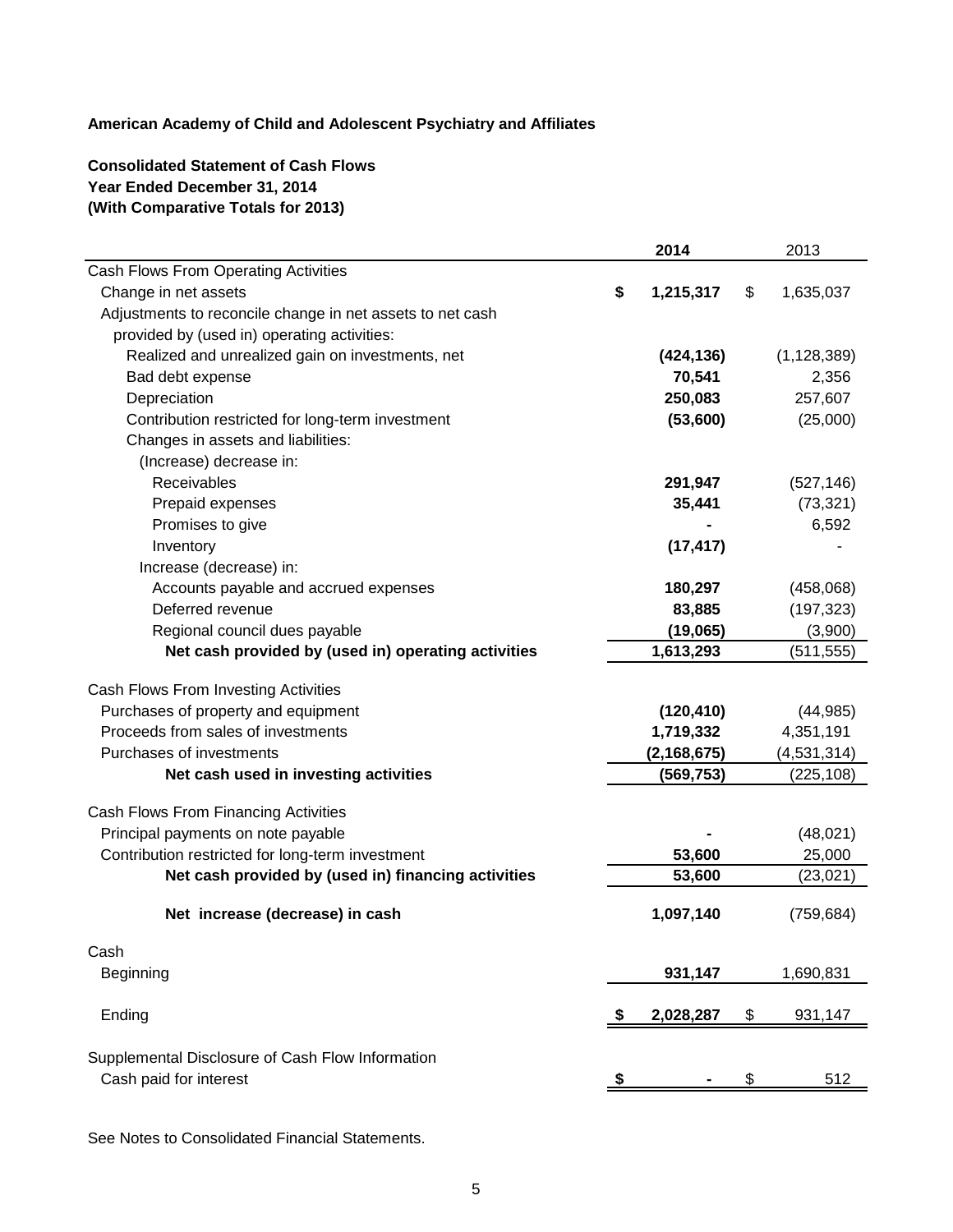**American Academy of Child and Adolescent Psychiatry and Affiliates**

**Consolidated Statement of Cash Flows**
**Year Ended December 31, 2014**
**(With Comparative Totals for 2013)**

| | **2014** | 2013 |
|---|---|---|
| Cash Flows From Operating Activities | | |
| Change in net assets | **$ 1,215,317** | $ 1,635,037 |
| Adjustments to reconcile change in net assets to net cash provided by (used in) operating activities: | | |
| Realized and unrealized gain on investments, net | **(424,136)** | (1,128,389) |
| Bad debt expense | **70,541** | 2,356 |
| Depreciation | **250,083** | 257,607 |
| Contribution restricted for long-term investment | **(53,600)** | (25,000) |
| Changes in assets and liabilities: | | |
| (Increase) decrease in: | | |
| Receivables | **291,947** | (527,146) |
| Prepaid expenses | **35,441** | (73,321) |
| Promises to give | **-** | 6,592 |
| Inventory | **(17,417)** | - |
| Increase (decrease) in: | | |
| Accounts payable and accrued expenses | **180,297** | (458,068) |
| Deferred revenue | **83,885** | (197,323) |
| Regional council dues payable | **(19,065)** | (3,900) |
| **Net cash provided by (used in) operating activities** | **1,613,293** | (511,555) |
| | | |
| Cash Flows From Investing Activities | | |
| Purchases of property and equipment | **(120,410)** | (44,985) |
| Proceeds from sales of investments | **1,719,332** | 4,351,191 |
| Purchases of investments | **(2,168,675)** | (4,531,314) |
| **Net cash used in investing activities** | **(569,753)** | (225,108) |
| | | |
| Cash Flows From Financing Activities | | |
| Principal payments on note payable | **-** | (48,021) |
| Contribution restricted for long-term investment | **53,600** | 25,000 |
| **Net cash provided by (used in) financing activities** | **53,600** | (23,021) |
| | | |
| **Net increase (decrease) in cash** | **1,097,140** | (759,684) |
| | | |
| Cash | | |
| Beginning | **931,147** | 1,690,831 |
| | | |
| Ending | **$ 2,028,287** | $ 931,147 |
| | | |
| Supplemental Disclosure of Cash Flow Information | | |
| Cash paid for interest | **$ -** | $ 512 |

See Notes to Consolidated Financial Statements.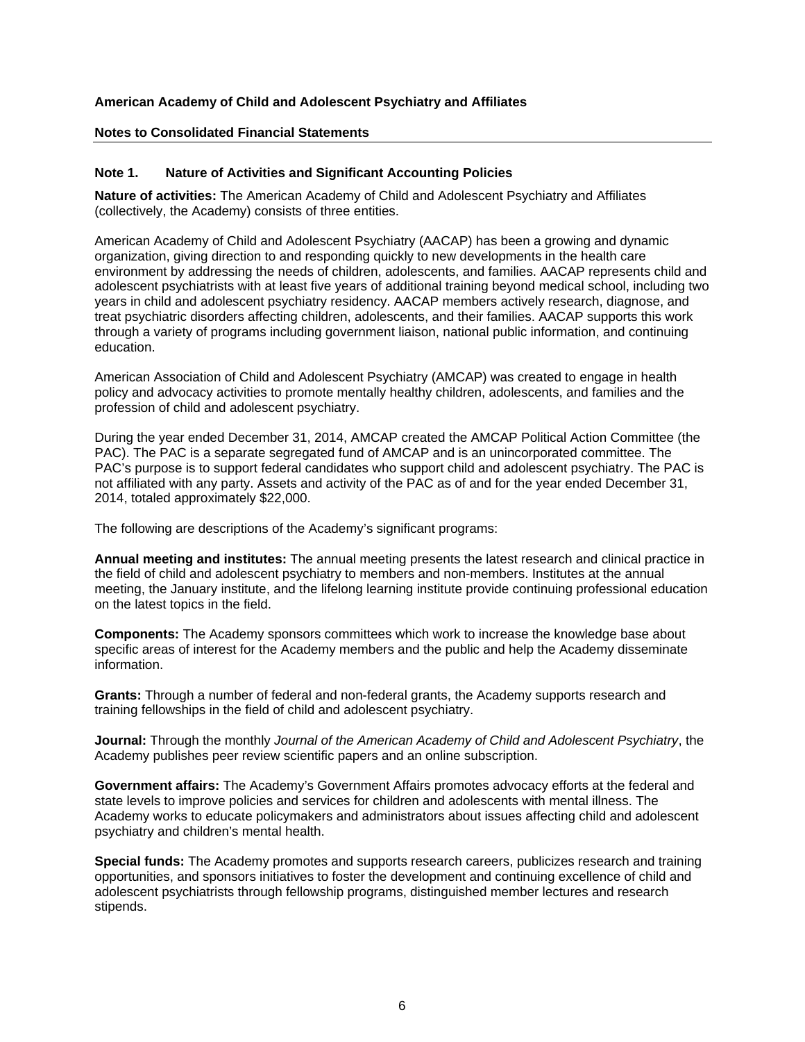**American Academy of Child and Adolescent Psychiatry and Affiliates**

**Notes to Consolidated Financial Statements**

## Note 1. Nature of Activities and Significant Accounting Policies

**Nature of activities:** The American Academy of Child and Adolescent Psychiatry and Affiliates (collectively, the Academy) consists of three entities.

American Academy of Child and Adolescent Psychiatry (AACAP) has been a growing and dynamic organization, giving direction to and responding quickly to new developments in the health care environment by addressing the needs of children, adolescents, and families. AACAP represents child and adolescent psychiatrists with at least five years of additional training beyond medical school, including two years in child and adolescent psychiatry residency. AACAP members actively research, diagnose, and treat psychiatric disorders affecting children, adolescents, and their families. AACAP supports this work through a variety of programs including government liaison, national public information, and continuing education.

American Association of Child and Adolescent Psychiatry (AMCAP) was created to engage in health policy and advocacy activities to promote mentally healthy children, adolescents, and families and the profession of child and adolescent psychiatry.

During the year ended December 31, 2014, AMCAP created the AMCAP Political Action Committee (the PAC). The PAC is a separate segregated fund of AMCAP and is an unincorporated committee. The PAC's purpose is to support federal candidates who support child and adolescent psychiatry. The PAC is not affiliated with any party. Assets and activity of the PAC as of and for the year ended December 31, 2014, totaled approximately $22,000.

The following are descriptions of the Academy's significant programs:

**Annual meeting and institutes:** The annual meeting presents the latest research and clinical practice in the field of child and adolescent psychiatry to members and non-members. Institutes at the annual meeting, the January institute, and the lifelong learning institute provide continuing professional education on the latest topics in the field.

**Components:** The Academy sponsors committees which work to increase the knowledge base about specific areas of interest for the Academy members and the public and help the Academy disseminate information.

**Grants:** Through a number of federal and non-federal grants, the Academy supports research and training fellowships in the field of child and adolescent psychiatry.

**Journal:** Through the monthly *Journal of the American Academy of Child and Adolescent Psychiatry*, the Academy publishes peer review scientific papers and an online subscription.

**Government affairs:** The Academy's Government Affairs promotes advocacy efforts at the federal and state levels to improve policies and services for children and adolescents with mental illness. The Academy works to educate policymakers and administrators about issues affecting child and adolescent psychiatry and children's mental health.

**Special funds:** The Academy promotes and supports research careers, publicizes research and training opportunities, and sponsors initiatives to foster the development and continuing excellence of child and adolescent psychiatrists through fellowship programs, distinguished member lectures and research stipends.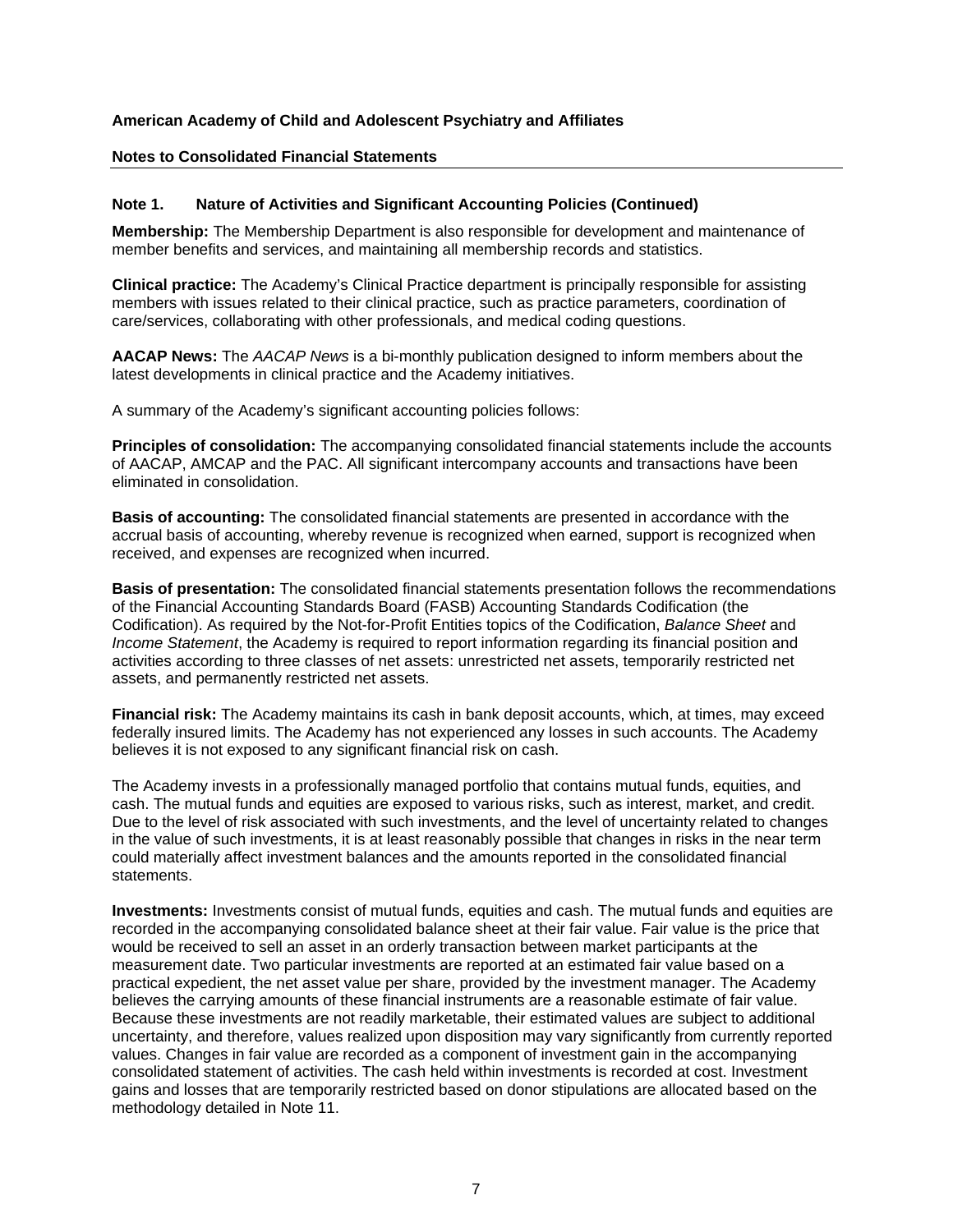**American Academy of Child and Adolescent Psychiatry and Affiliates**

**Notes to Consolidated Financial Statements**

**Note 1. Nature of Activities and Significant Accounting Policies (Continued)**

**Membership:** The Membership Department is also responsible for development and maintenance of member benefits and services, and maintaining all membership records and statistics.

**Clinical practice:** The Academy's Clinical Practice department is principally responsible for assisting members with issues related to their clinical practice, such as practice parameters, coordination of care/services, collaborating with other professionals, and medical coding questions.

**AACAP News:** The *AACAP News* is a bi-monthly publication designed to inform members about the latest developments in clinical practice and the Academy initiatives.

A summary of the Academy's significant accounting policies follows:

**Principles of consolidation:** The accompanying consolidated financial statements include the accounts of AACAP, AMCAP and the PAC. All significant intercompany accounts and transactions have been eliminated in consolidation.

**Basis of accounting:** The consolidated financial statements are presented in accordance with the accrual basis of accounting, whereby revenue is recognized when earned, support is recognized when received, and expenses are recognized when incurred.

**Basis of presentation:** The consolidated financial statements presentation follows the recommendations of the Financial Accounting Standards Board (FASB) Accounting Standards Codification (the Codification). As required by the Not-for-Profit Entities topics of the Codification, *Balance Sheet* and *Income Statement*, the Academy is required to report information regarding its financial position and activities according to three classes of net assets: unrestricted net assets, temporarily restricted net assets, and permanently restricted net assets.

**Financial risk:** The Academy maintains its cash in bank deposit accounts, which, at times, may exceed federally insured limits. The Academy has not experienced any losses in such accounts. The Academy believes it is not exposed to any significant financial risk on cash.

The Academy invests in a professionally managed portfolio that contains mutual funds, equities, and cash. The mutual funds and equities are exposed to various risks, such as interest, market, and credit. Due to the level of risk associated with such investments, and the level of uncertainty related to changes in the value of such investments, it is at least reasonably possible that changes in risks in the near term could materially affect investment balances and the amounts reported in the consolidated financial statements.

**Investments:** Investments consist of mutual funds, equities and cash. The mutual funds and equities are recorded in the accompanying consolidated balance sheet at their fair value. Fair value is the price that would be received to sell an asset in an orderly transaction between market participants at the measurement date. Two particular investments are reported at an estimated fair value based on a practical expedient, the net asset value per share, provided by the investment manager. The Academy believes the carrying amounts of these financial instruments are a reasonable estimate of fair value. Because these investments are not readily marketable, their estimated values are subject to additional uncertainty, and therefore, values realized upon disposition may vary significantly from currently reported values. Changes in fair value are recorded as a component of investment gain in the accompanying consolidated statement of activities. The cash held within investments is recorded at cost. Investment gains and losses that are temporarily restricted based on donor stipulations are allocated based on the methodology detailed in Note 11.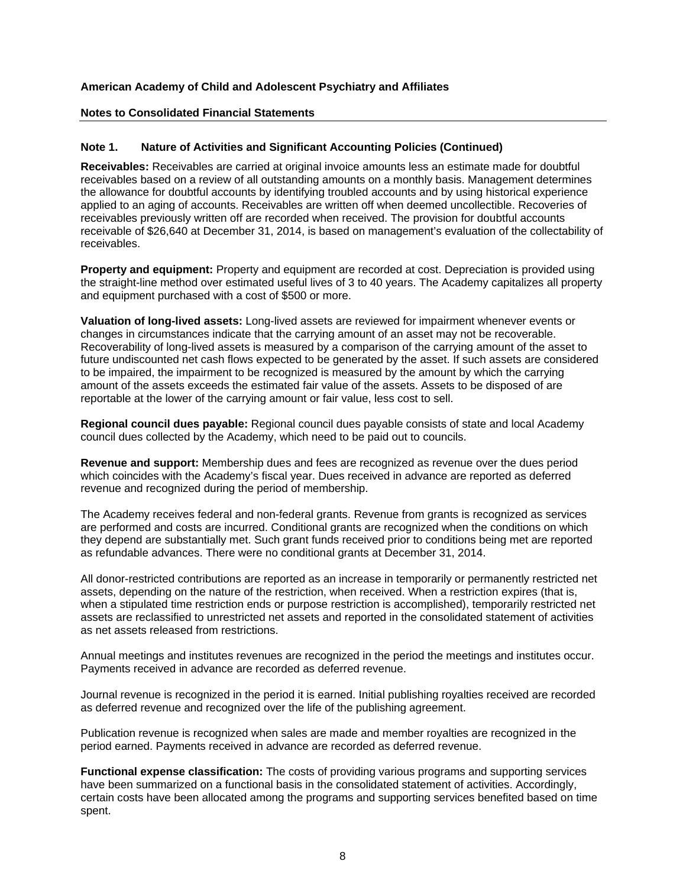**American Academy of Child and Adolescent Psychiatry and Affiliates**

**Notes to Consolidated Financial Statements**

## Note 1. Nature of Activities and Significant Accounting Policies (Continued)

**Receivables:** Receivables are carried at original invoice amounts less an estimate made for doubtful receivables based on a review of all outstanding amounts on a monthly basis. Management determines the allowance for doubtful accounts by identifying troubled accounts and by using historical experience applied to an aging of accounts. Receivables are written off when deemed uncollectible. Recoveries of receivables previously written off are recorded when received. The provision for doubtful accounts receivable of $26,640 at December 31, 2014, is based on management's evaluation of the collectability of receivables.

**Property and equipment:** Property and equipment are recorded at cost. Depreciation is provided using the straight-line method over estimated useful lives of 3 to 40 years. The Academy capitalizes all property and equipment purchased with a cost of $500 or more.

**Valuation of long-lived assets:** Long-lived assets are reviewed for impairment whenever events or changes in circumstances indicate that the carrying amount of an asset may not be recoverable. Recoverability of long-lived assets is measured by a comparison of the carrying amount of the asset to future undiscounted net cash flows expected to be generated by the asset. If such assets are considered to be impaired, the impairment to be recognized is measured by the amount by which the carrying amount of the assets exceeds the estimated fair value of the assets. Assets to be disposed of are reportable at the lower of the carrying amount or fair value, less cost to sell.

**Regional council dues payable:** Regional council dues payable consists of state and local Academy council dues collected by the Academy, which need to be paid out to councils.

**Revenue and support:** Membership dues and fees are recognized as revenue over the dues period which coincides with the Academy's fiscal year. Dues received in advance are reported as deferred revenue and recognized during the period of membership.

The Academy receives federal and non-federal grants. Revenue from grants is recognized as services are performed and costs are incurred. Conditional grants are recognized when the conditions on which they depend are substantially met. Such grant funds received prior to conditions being met are reported as refundable advances. There were no conditional grants at December 31, 2014.

All donor-restricted contributions are reported as an increase in temporarily or permanently restricted net assets, depending on the nature of the restriction, when received. When a restriction expires (that is, when a stipulated time restriction ends or purpose restriction is accomplished), temporarily restricted net assets are reclassified to unrestricted net assets and reported in the consolidated statement of activities as net assets released from restrictions.

Annual meetings and institutes revenues are recognized in the period the meetings and institutes occur. Payments received in advance are recorded as deferred revenue.

Journal revenue is recognized in the period it is earned. Initial publishing royalties received are recorded as deferred revenue and recognized over the life of the publishing agreement.

Publication revenue is recognized when sales are made and member royalties are recognized in the period earned. Payments received in advance are recorded as deferred revenue.

**Functional expense classification:** The costs of providing various programs and supporting services have been summarized on a functional basis in the consolidated statement of activities. Accordingly, certain costs have been allocated among the programs and supporting services benefited based on time spent.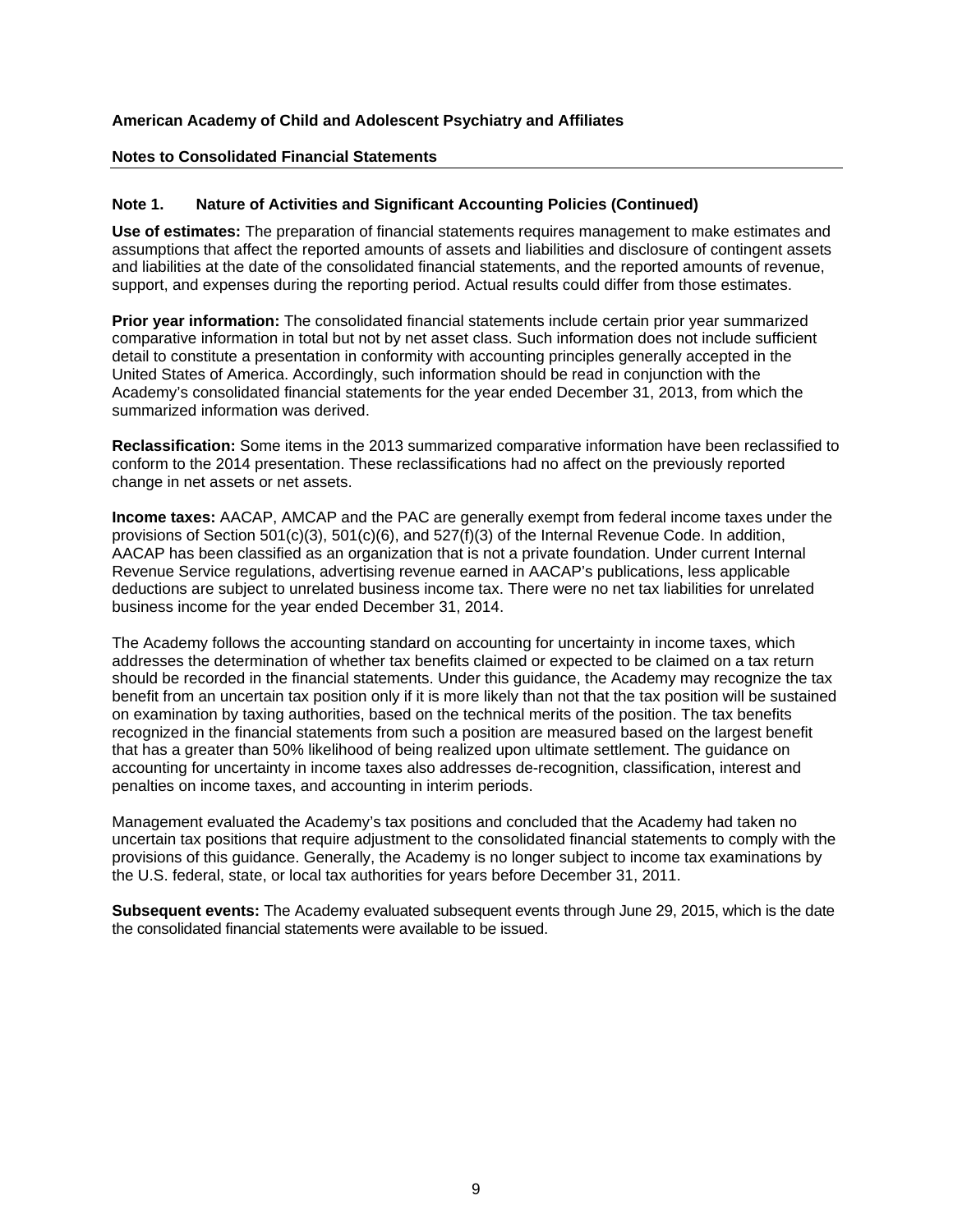**American Academy of Child and Adolescent Psychiatry and Affiliates**

**Notes to Consolidated Financial Statements**

## Note 1. Nature of Activities and Significant Accounting Policies (Continued)

**Use of estimates:** The preparation of financial statements requires management to make estimates and assumptions that affect the reported amounts of assets and liabilities and disclosure of contingent assets and liabilities at the date of the consolidated financial statements, and the reported amounts of revenue, support, and expenses during the reporting period. Actual results could differ from those estimates.

**Prior year information:** The consolidated financial statements include certain prior year summarized comparative information in total but not by net asset class. Such information does not include sufficient detail to constitute a presentation in conformity with accounting principles generally accepted in the United States of America. Accordingly, such information should be read in conjunction with the Academy's consolidated financial statements for the year ended December 31, 2013, from which the summarized information was derived.

**Reclassification:** Some items in the 2013 summarized comparative information have been reclassified to conform to the 2014 presentation. These reclassifications had no affect on the previously reported change in net assets or net assets.

**Income taxes:** AACAP, AMCAP and the PAC are generally exempt from federal income taxes under the provisions of Section 501(c)(3), 501(c)(6), and 527(f)(3) of the Internal Revenue Code. In addition, AACAP has been classified as an organization that is not a private foundation. Under current Internal Revenue Service regulations, advertising revenue earned in AACAP's publications, less applicable deductions are subject to unrelated business income tax. There were no net tax liabilities for unrelated business income for the year ended December 31, 2014.

The Academy follows the accounting standard on accounting for uncertainty in income taxes, which addresses the determination of whether tax benefits claimed or expected to be claimed on a tax return should be recorded in the financial statements. Under this guidance, the Academy may recognize the tax benefit from an uncertain tax position only if it is more likely than not that the tax position will be sustained on examination by taxing authorities, based on the technical merits of the position. The tax benefits recognized in the financial statements from such a position are measured based on the largest benefit that has a greater than 50% likelihood of being realized upon ultimate settlement. The guidance on accounting for uncertainty in income taxes also addresses de-recognition, classification, interest and penalties on income taxes, and accounting in interim periods.

Management evaluated the Academy's tax positions and concluded that the Academy had taken no uncertain tax positions that require adjustment to the consolidated financial statements to comply with the provisions of this guidance. Generally, the Academy is no longer subject to income tax examinations by the U.S. federal, state, or local tax authorities for years before December 31, 2011.

**Subsequent events:** The Academy evaluated subsequent events through June 29, 2015, which is the date the consolidated financial statements were available to be issued.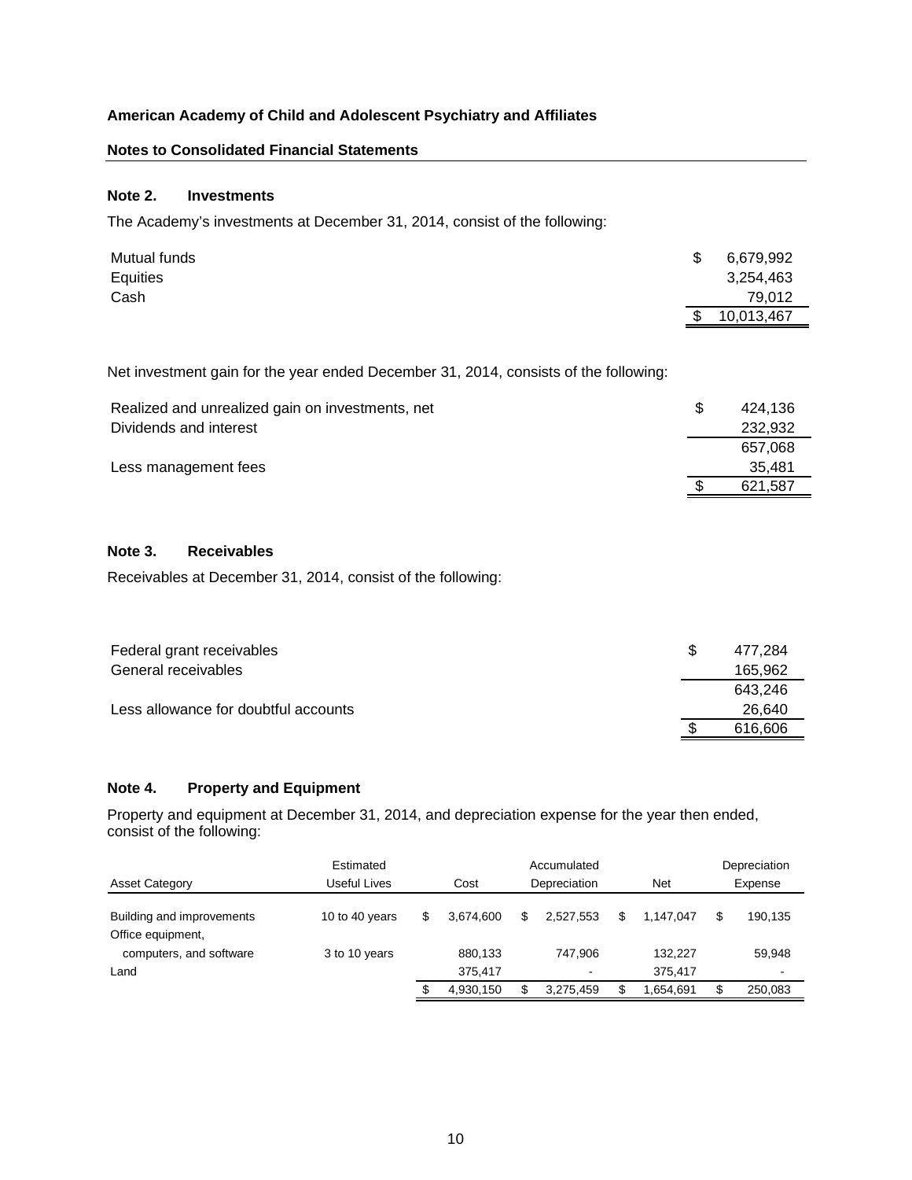**American Academy of Child and Adolescent Psychiatry and Affiliates**

**Notes to Consolidated Financial Statements**

### Note 2. Investments

The Academy's investments at December 31, 2014, consist of the following:

| | |
|---|---|
| Mutual funds | $ 6,679,992 |
| Equities | 3,254,463 |
| Cash | 79,012 |
| | $ 10,013,467 |

Net investment gain for the year ended December 31, 2014, consists of the following:

| | |
|---|---|
| Realized and unrealized gain on investments, net | $ 424,136 |
| Dividends and interest | 232,932 |
| | 657,068 |
| Less management fees | 35,481 |
| | $ 621,587 |

### Note 3. Receivables

Receivables at December 31, 2014, consist of the following:

| | |
|---|---|
| Federal grant receivables | $ 477,284 |
| General receivables | 165,962 |
| | 643,246 |
| Less allowance for doubtful accounts | 26,640 |
| | $ 616,606 |

### Note 4. Property and Equipment

Property and equipment at December 31, 2014, and depreciation expense for the year then ended, consist of the following:

| Asset Category | Estimated Useful Lives | Cost | Accumulated Depreciation | Net | Depreciation Expense |
|---|---|---|---|---|---|
| Building and improvements | 10 to 40 years | $ 3,674,600 | $ 2,527,553 | $ 1,147,047 | $ 190,135 |
| Office equipment, computers, and software | 3 to 10 years | 880,133 | 747,906 | 132,227 | 59,948 |
| Land | | 375,417 | - | 375,417 | - |
| | | $ 4,930,150 | $ 3,275,459 | $ 1,654,691 | $ 250,083 |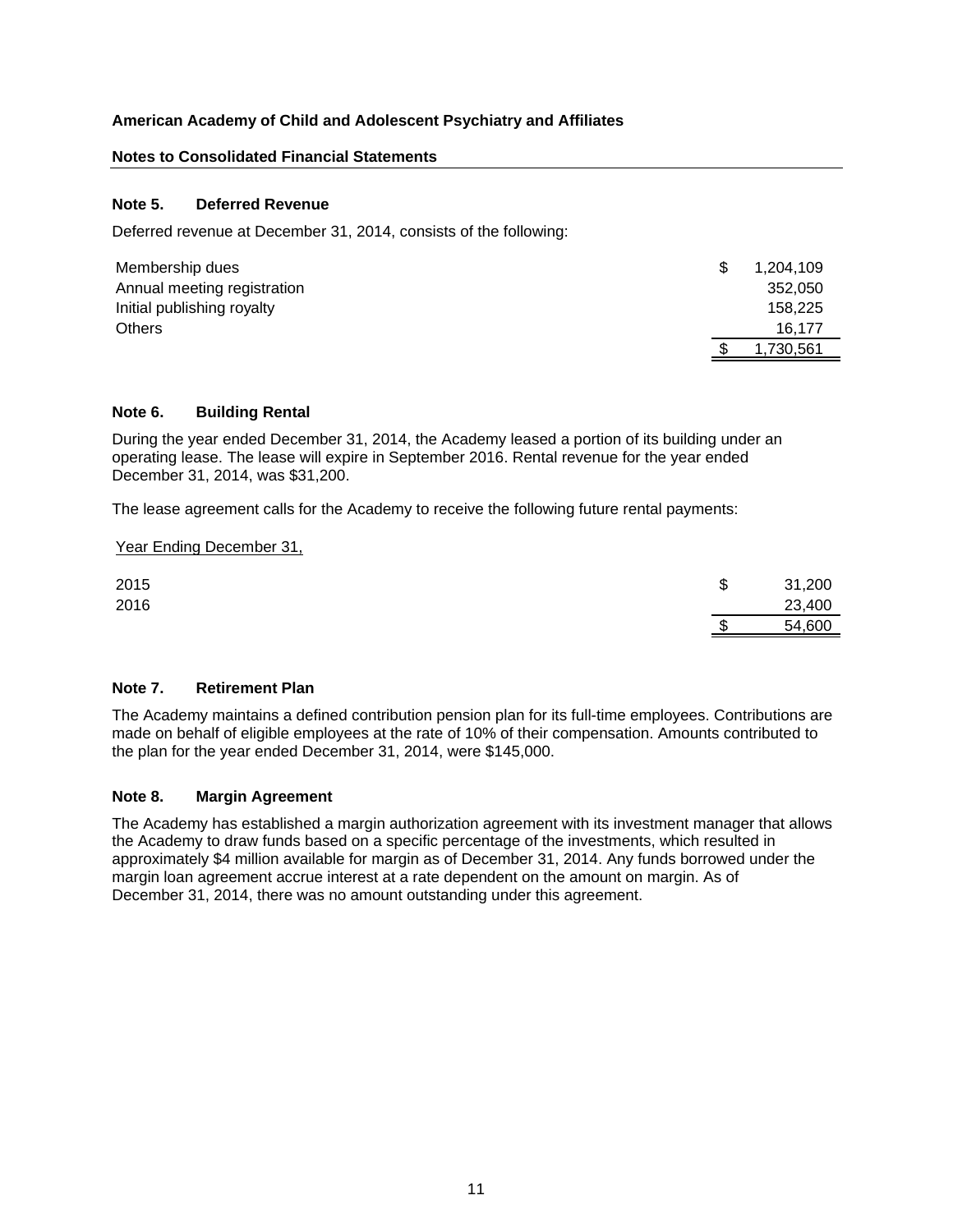**American Academy of Child and Adolescent Psychiatry and Affiliates**

**Notes to Consolidated Financial Statements**

### Note 5. Deferred Revenue

Deferred revenue at December 31, 2014, consists of the following:

| | |
|---|---:|
| Membership dues | $ 1,204,109 |
| Annual meeting registration | 352,050 |
| Initial publishing royalty | 158,225 |
| Others | 16,177 |
| | $ 1,730,561 |

### Note 6. Building Rental

During the year ended December 31, 2014, the Academy leased a portion of its building under an operating lease. The lease will expire in September 2016. Rental revenue for the year ended December 31, 2014, was $31,200.

The lease agreement calls for the Academy to receive the following future rental payments:

| Year Ending December 31, | |
|---|---:|
| 2015 | $ 31,200 |
| 2016 | 23,400 |
| | $ 54,600 |

### Note 7. Retirement Plan

The Academy maintains a defined contribution pension plan for its full-time employees. Contributions are made on behalf of eligible employees at the rate of 10% of their compensation. Amounts contributed to the plan for the year ended December 31, 2014, were $145,000.

### Note 8. Margin Agreement

The Academy has established a margin authorization agreement with its investment manager that allows the Academy to draw funds based on a specific percentage of the investments, which resulted in approximately $4 million available for margin as of December 31, 2014. Any funds borrowed under the margin loan agreement accrue interest at a rate dependent on the amount on margin. As of December 31, 2014, there was no amount outstanding under this agreement.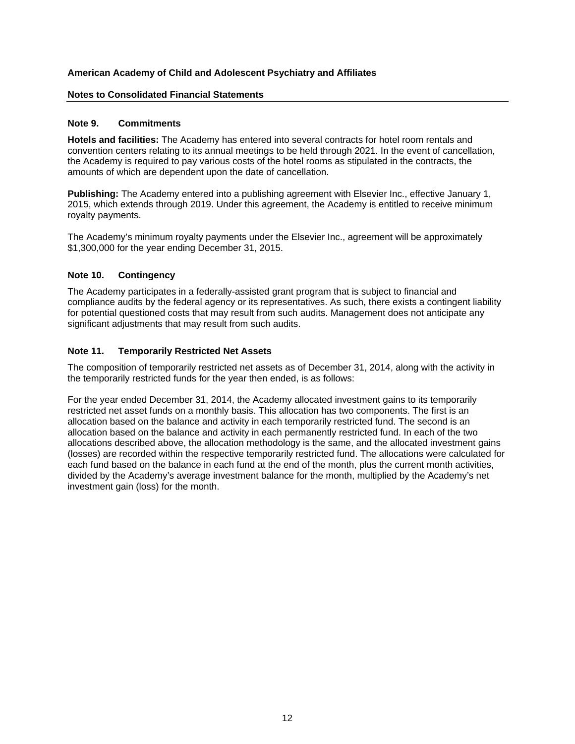**American Academy of Child and Adolescent Psychiatry and Affiliates**

**Notes to Consolidated Financial Statements**

### Note 9. Commitments

**Hotels and facilities:** The Academy has entered into several contracts for hotel room rentals and convention centers relating to its annual meetings to be held through 2021. In the event of cancellation, the Academy is required to pay various costs of the hotel rooms as stipulated in the contracts, the amounts of which are dependent upon the date of cancellation.

**Publishing:** The Academy entered into a publishing agreement with Elsevier Inc., effective January 1, 2015, which extends through 2019. Under this agreement, the Academy is entitled to receive minimum royalty payments.

The Academy's minimum royalty payments under the Elsevier Inc., agreement will be approximately $1,300,000 for the year ending December 31, 2015.

### Note 10. Contingency

The Academy participates in a federally-assisted grant program that is subject to financial and compliance audits by the federal agency or its representatives. As such, there exists a contingent liability for potential questioned costs that may result from such audits. Management does not anticipate any significant adjustments that may result from such audits.

### Note 11. Temporarily Restricted Net Assets

The composition of temporarily restricted net assets as of December 31, 2014, along with the activity in the temporarily restricted funds for the year then ended, is as follows:

For the year ended December 31, 2014, the Academy allocated investment gains to its temporarily restricted net asset funds on a monthly basis. This allocation has two components. The first is an allocation based on the balance and activity in each temporarily restricted fund. The second is an allocation based on the balance and activity in each permanently restricted fund. In each of the two allocations described above, the allocation methodology is the same, and the allocated investment gains (losses) are recorded within the respective temporarily restricted fund. The allocations were calculated for each fund based on the balance in each fund at the end of the month, plus the current month activities, divided by the Academy's average investment balance for the month, multiplied by the Academy's net investment gain (loss) for the month.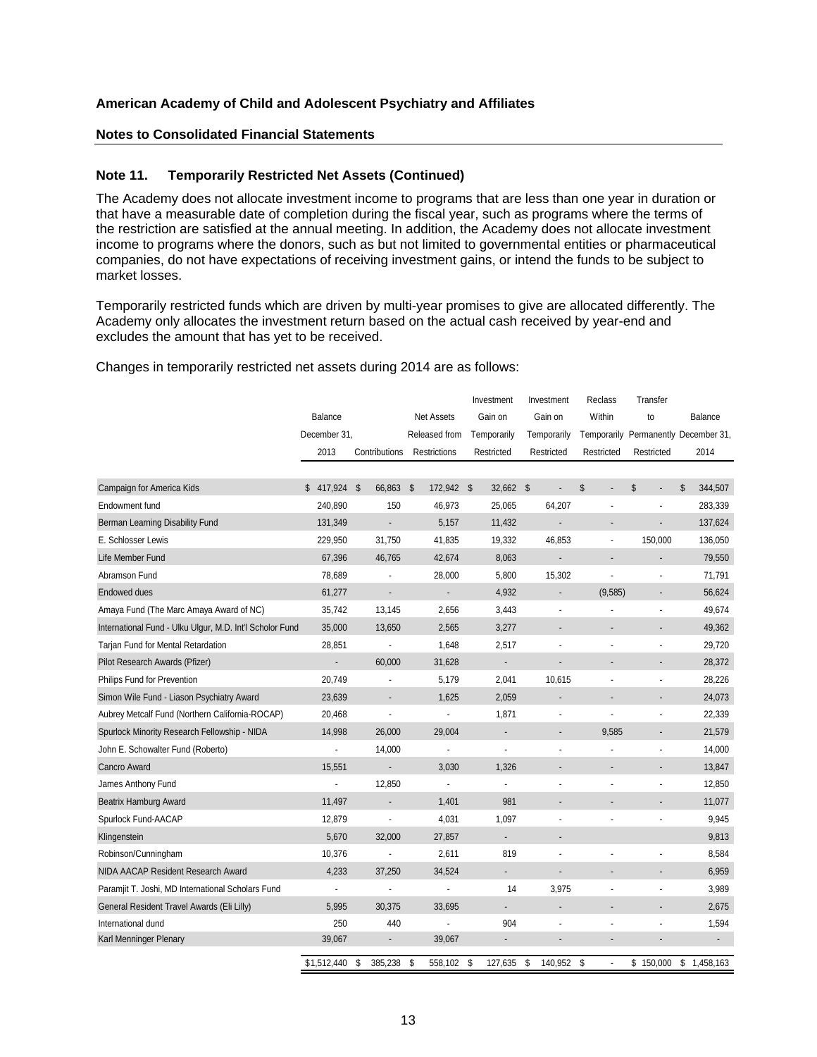**American Academy of Child and Adolescent Psychiatry and Affiliates**

**Notes to Consolidated Financial Statements**

## Note 11. Temporarily Restricted Net Assets (Continued)

The Academy does not allocate investment income to programs that are less than one year in duration or that have a measurable date of completion during the fiscal year, such as programs where the terms of the restriction are satisfied at the annual meeting. In addition, the Academy does not allocate investment income to programs where the donors, such as but not limited to governmental entities or pharmaceutical companies, do not have expectations of receiving investment gains, or intend the funds to be subject to market losses.

Temporarily restricted funds which are driven by multi-year promises to give are allocated differently. The Academy only allocates the investment return based on the actual cash received by year-end and excludes the amount that has yet to be received.

Changes in temporarily restricted net assets during 2014 are as follows:

| | Balance December 31, 2013 | Contributions | Net Assets Released from Restrictions | Investment Gain on Temporarily Restricted | Investment Gain on Temporarily Restricted | Reclass Within Temporarily Restricted | Transfer to Permanently Restricted | Balance December 31, 2014 |
|---|---|---|---|---|---|---|---|---|
| Campaign for America Kids | $ 417,924 | $ 66,863 | $ 172,942 | $ 32,662 | $ - | $ - | $ - | $ 344,507 |
| Endowment fund | 240,890 | 150 | 46,973 | 25,065 | 64,207 | - | - | 283,339 |
| Berman Learning Disability Fund | 131,349 | - | 5,157 | 11,432 | - | - | - | 137,624 |
| E. Schlosser Lewis | 229,950 | 31,750 | 41,835 | 19,332 | 46,853 | - | 150,000 | 136,050 |
| Life Member Fund | 67,396 | 46,765 | 42,674 | 8,063 | - | - | - | 79,550 |
| Abramson Fund | 78,689 | - | 28,000 | 5,800 | 15,302 | - | - | 71,791 |
| Endowed dues | 61,277 | - | - | 4,932 | - | (9,585) | - | 56,624 |
| Amaya Fund (The Marc Amaya Award of NC) | 35,742 | 13,145 | 2,656 | 3,443 | - | - | - | 49,674 |
| International Fund - Ulku Ulgur, M.D. Int'l Scholor Fund | 35,000 | 13,650 | 2,565 | 3,277 | - | - | - | 49,362 |
| Tarjan Fund for Mental Retardation | 28,851 | - | 1,648 | 2,517 | - | - | - | 29,720 |
| Pilot Research Awards (Pfizer) | - | 60,000 | 31,628 | - | - | - | - | 28,372 |
| Philips Fund for Prevention | 20,749 | - | 5,179 | 2,041 | 10,615 | - | - | 28,226 |
| Simon Wile Fund - Liason Psychiatry Award | 23,639 | - | 1,625 | 2,059 | - | - | - | 24,073 |
| Aubrey Metcalf Fund (Northern California-ROCAP) | 20,468 | - | - | 1,871 | - | - | - | 22,339 |
| Spurlock Minority Research Fellowship - NIDA | 14,998 | 26,000 | 29,004 | - | - | 9,585 | - | 21,579 |
| John E. Schowalter Fund (Roberto) | - | 14,000 | - | - | - | - | - | 14,000 |
| Cancro Award | 15,551 | - | 3,030 | 1,326 | - | - | - | 13,847 |
| James Anthony Fund | - | 12,850 | - | - | - | - | - | 12,850 |
| Beatrix Hamburg Award | 11,497 | - | 1,401 | 981 | - | - | - | 11,077 |
| Spurlock Fund-AACAP | 12,879 | - | 4,031 | 1,097 | - | - | - | 9,945 |
| Klingenstein | 5,670 | 32,000 | 27,857 | - | - | | | 9,813 |
| Robinson/Cunningham | 10,376 | - | 2,611 | 819 | - | - | - | 8,584 |
| NIDA AACAP Resident Research Award | 4,233 | 37,250 | 34,524 | - | - | - | - | 6,959 |
| Paramjit T. Joshi, MD International Scholars Fund | - | - | - | 14 | 3,975 | - | - | 3,989 |
| General Resident Travel Awards (Eli Lilly) | 5,995 | 30,375 | 33,695 | - | - | - | - | 2,675 |
| International dund | 250 | 440 | - | 904 | - | - | - | 1,594 |
| Karl Menninger Plenary | 39,067 | - | 39,067 | - | - | - | - | - |
| | $1,512,440 | $ 385,238 | $ 558,102 | $ 127,635 | $ 140,952 | $ - | $ 150,000 | $ 1,458,163 |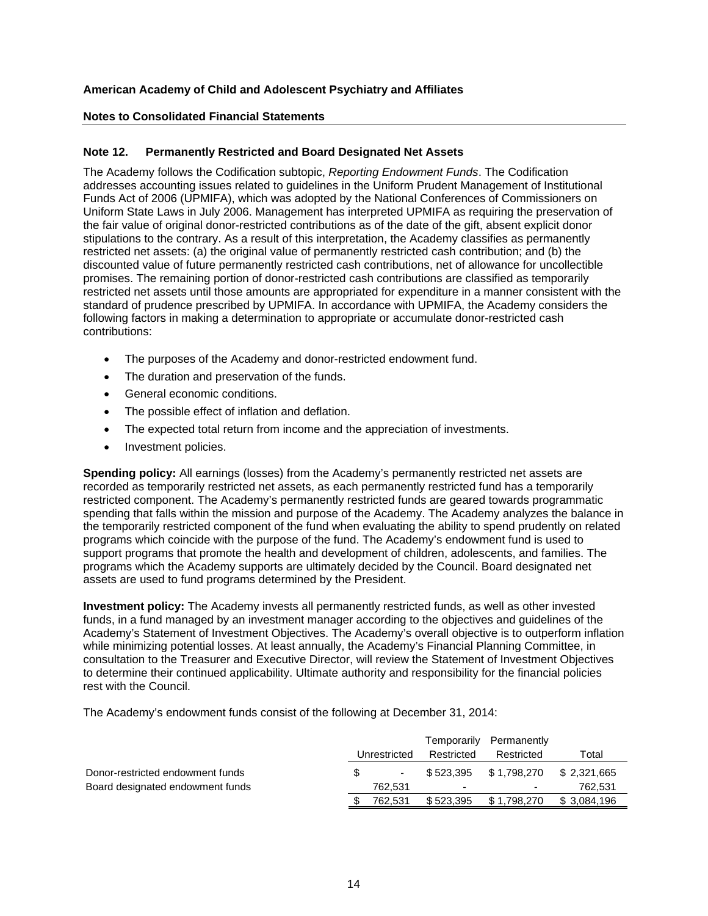**American Academy of Child and Adolescent Psychiatry and Affiliates**

**Notes to Consolidated Financial Statements**

## Note 12. Permanently Restricted and Board Designated Net Assets

The Academy follows the Codification subtopic, *Reporting Endowment Funds*. The Codification addresses accounting issues related to guidelines in the Uniform Prudent Management of Institutional Funds Act of 2006 (UPMIFA), which was adopted by the National Conferences of Commissioners on Uniform State Laws in July 2006. Management has interpreted UPMIFA as requiring the preservation of the fair value of original donor-restricted contributions as of the date of the gift, absent explicit donor stipulations to the contrary. As a result of this interpretation, the Academy classifies as permanently restricted net assets: (a) the original value of permanently restricted cash contribution; and (b) the discounted value of future permanently restricted cash contributions, net of allowance for uncollectible promises. The remaining portion of donor-restricted cash contributions are classified as temporarily restricted net assets until those amounts are appropriated for expenditure in a manner consistent with the standard of prudence prescribed by UPMIFA. In accordance with UPMIFA, the Academy considers the following factors in making a determination to appropriate or accumulate donor-restricted cash contributions:

- The purposes of the Academy and donor-restricted endowment fund.
- The duration and preservation of the funds.
- General economic conditions.
- The possible effect of inflation and deflation.
- The expected total return from income and the appreciation of investments.
- Investment policies.

**Spending policy:** All earnings (losses) from the Academy's permanently restricted net assets are recorded as temporarily restricted net assets, as each permanently restricted fund has a temporarily restricted component. The Academy's permanently restricted funds are geared towards programmatic spending that falls within the mission and purpose of the Academy. The Academy analyzes the balance in the temporarily restricted component of the fund when evaluating the ability to spend prudently on related programs which coincide with the purpose of the fund. The Academy's endowment fund is used to support programs that promote the health and development of children, adolescents, and families. The programs which the Academy supports are ultimately decided by the Council. Board designated net assets are used to fund programs determined by the President.

**Investment policy:** The Academy invests all permanently restricted funds, as well as other invested funds, in a fund managed by an investment manager according to the objectives and guidelines of the Academy's Statement of Investment Objectives. The Academy's overall objective is to outperform inflation while minimizing potential losses. At least annually, the Academy's Financial Planning Committee, in consultation to the Treasurer and Executive Director, will review the Statement of Investment Objectives to determine their continued applicability. Ultimate authority and responsibility for the financial policies rest with the Council.

The Academy's endowment funds consist of the following at December 31, 2014:

| | Unrestricted | Temporarily Restricted | Permanently Restricted | Total |
|---|---|---|---|---|
| Donor-restricted endowment funds | $ - | $ 523,395 | $ 1,798,270 | $ 2,321,665 |
| Board designated endowment funds | 762,531 | - | - | 762,531 |
| | $ 762,531 | $ 523,395 | $ 1,798,270 | $ 3,084,196 |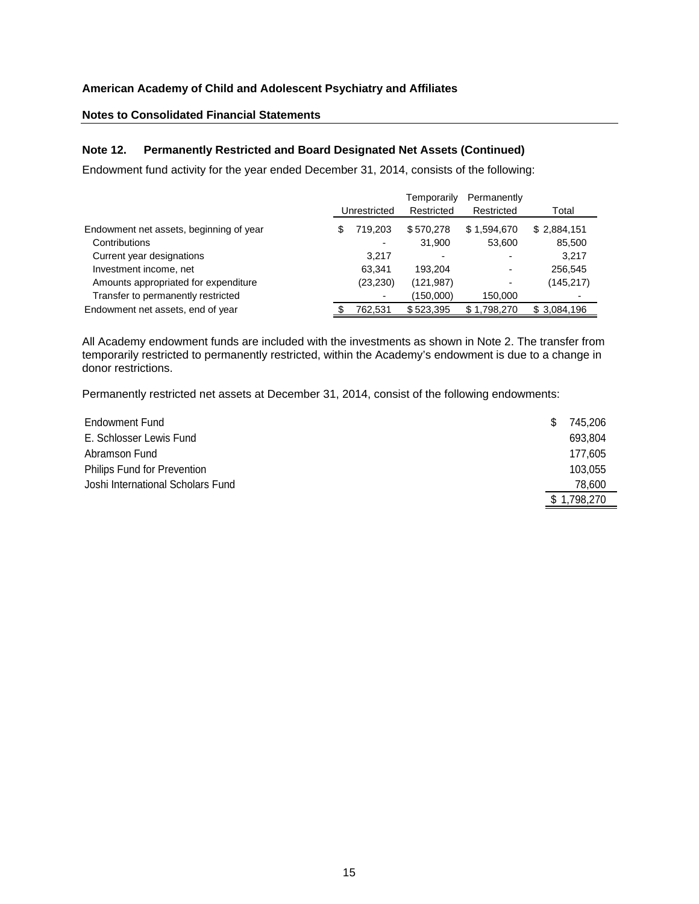**American Academy of Child and Adolescent Psychiatry and Affiliates**

**Notes to Consolidated Financial Statements**

### Note 12. Permanently Restricted and Board Designated Net Assets (Continued)

Endowment fund activity for the year ended December 31, 2014, consists of the following:

| | Unrestricted | Temporarily Restricted | Permanently Restricted | Total |
|---|---|---|---|---|
| Endowment net assets, beginning of year | $ 719,203 | $ 570,278 | $ 1,594,670 | $ 2,884,151 |
| Contributions | - | 31,900 | 53,600 | 85,500 |
| Current year designations | 3,217 | - | - | 3,217 |
| Investment income, net | 63,341 | 193,204 | - | 256,545 |
| Amounts appropriated for expenditure | (23,230) | (121,987) | - | (145,217) |
| Transfer to permanently restricted | - | (150,000) | 150,000 | - |
| Endowment net assets, end of year | $ 762,531 | $ 523,395 | $ 1,798,270 | $ 3,084,196 |

All Academy endowment funds are included with the investments as shown in Note 2. The transfer from temporarily restricted to permanently restricted, within the Academy's endowment is due to a change in donor restrictions.

Permanently restricted net assets at December 31, 2014, consist of the following endowments:

| | |
|---|---|
| Endowment Fund | $ 745,206 |
| E. Schlosser Lewis Fund | 693,804 |
| Abramson Fund | 177,605 |
| Philips Fund for Prevention | 103,055 |
| Joshi International Scholars Fund | 78,600 |
| | $ 1,798,270 |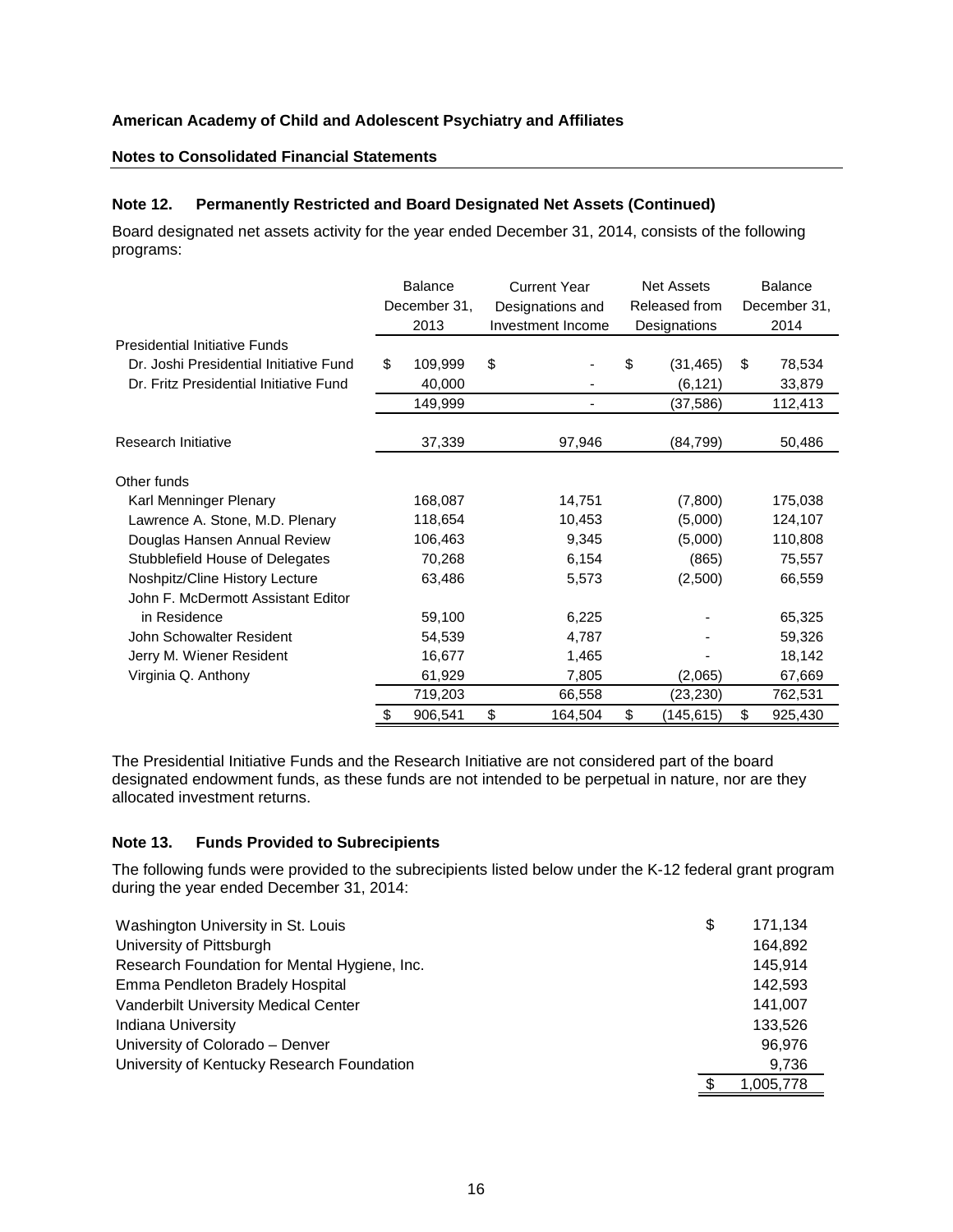American Academy of Child and Adolescent Psychiatry and Affiliates

Notes to Consolidated Financial Statements

### Note 12. Permanently Restricted and Board Designated Net Assets (Continued)

Board designated net assets activity for the year ended December 31, 2014, consists of the following programs:

| | Balance December 31, 2013 | Current Year Designations and Investment Income | Net Assets Released from Designations | Balance December 31, 2014 |
|---|---|---|---|---|
| Presidential Initiative Funds | | | | |
| Dr. Joshi Presidential Initiative Fund | $ 109,999 | $ - | $ (31,465) | $ 78,534 |
| Dr. Fritz Presidential Initiative Fund | 40,000 | - | (6,121) | 33,879 |
| | 149,999 | - | (37,586) | 112,413 |
| Research Initiative | 37,339 | 97,946 | (84,799) | 50,486 |
| Other funds | | | | |
| Karl Menninger Plenary | 168,087 | 14,751 | (7,800) | 175,038 |
| Lawrence A. Stone, M.D. Plenary | 118,654 | 10,453 | (5,000) | 124,107 |
| Douglas Hansen Annual Review | 106,463 | 9,345 | (5,000) | 110,808 |
| Stubblefield House of Delegates | 70,268 | 6,154 | (865) | 75,557 |
| Noshpitz/Cline History Lecture | 63,486 | 5,573 | (2,500) | 66,559 |
| John F. McDermott Assistant Editor in Residence | 59,100 | 6,225 | - | 65,325 |
| John Schowalter Resident | 54,539 | 4,787 | - | 59,326 |
| Jerry M. Wiener Resident | 16,677 | 1,465 | - | 18,142 |
| Virginia Q. Anthony | 61,929 | 7,805 | (2,065) | 67,669 |
| | 719,203 | 66,558 | (23,230) | 762,531 |
| | $ 906,541 | $ 164,504 | $ (145,615) | $ 925,430 |

The Presidential Initiative Funds and the Research Initiative are not considered part of the board designated endowment funds, as these funds are not intended to be perpetual in nature, nor are they allocated investment returns.

### Note 13. Funds Provided to Subrecipients

The following funds were provided to the subrecipients listed below under the K-12 federal grant program during the year ended December 31, 2014:

| | |
|---|---|
| Washington University in St. Louis | $ 171,134 |
| University of Pittsburgh | 164,892 |
| Research Foundation for Mental Hygiene, Inc. | 145,914 |
| Emma Pendleton Bradely Hospital | 142,593 |
| Vanderbilt University Medical Center | 141,007 |
| Indiana University | 133,526 |
| University of Colorado – Denver | 96,976 |
| University of Kentucky Research Foundation | 9,736 |
| | $ 1,005,778 |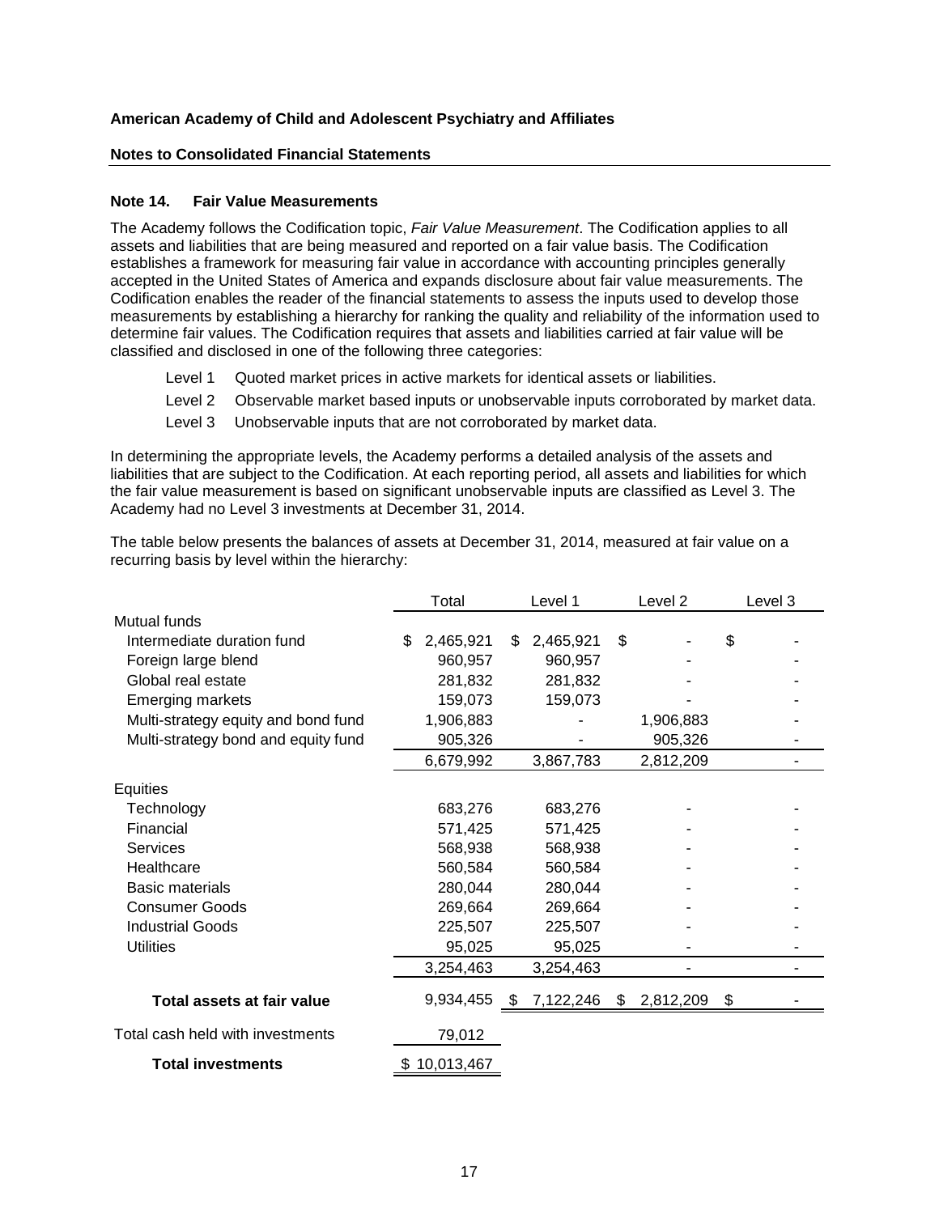**American Academy of Child and Adolescent Psychiatry and Affiliates**

**Notes to Consolidated Financial Statements**

### Note 14. Fair Value Measurements

The Academy follows the Codification topic, *Fair Value Measurement*. The Codification applies to all assets and liabilities that are being measured and reported on a fair value basis. The Codification establishes a framework for measuring fair value in accordance with accounting principles generally accepted in the United States of America and expands disclosure about fair value measurements. The Codification enables the reader of the financial statements to assess the inputs used to develop those measurements by establishing a hierarchy for ranking the quality and reliability of the information used to determine fair values. The Codification requires that assets and liabilities carried at fair value will be classified and disclosed in one of the following three categories:

- Level 1 Quoted market prices in active markets for identical assets or liabilities.
- Level 2 Observable market based inputs or unobservable inputs corroborated by market data.
- Level 3 Unobservable inputs that are not corroborated by market data.

In determining the appropriate levels, the Academy performs a detailed analysis of the assets and liabilities that are subject to the Codification. At each reporting period, all assets and liabilities for which the fair value measurement is based on significant unobservable inputs are classified as Level 3. The Academy had no Level 3 investments at December 31, 2014.

The table below presents the balances of assets at December 31, 2014, measured at fair value on a recurring basis by level within the hierarchy:

| | Total | Level 1 | Level 2 | Level 3 |
|---|---|---|---|---|
| Mutual funds | | | | |
| Intermediate duration fund | $ 2,465,921 | $ 2,465,921 | $ - | $ - |
| Foreign large blend | 960,957 | 960,957 | - | - |
| Global real estate | 281,832 | 281,832 | - | - |
| Emerging markets | 159,073 | 159,073 | - | - |
| Multi-strategy equity and bond fund | 1,906,883 | - | 1,906,883 | - |
| Multi-strategy bond and equity fund | 905,326 | - | 905,326 | - |
| | 6,679,992 | 3,867,783 | 2,812,209 | - |
| Equities | | | | |
| Technology | 683,276 | 683,276 | - | - |
| Financial | 571,425 | 571,425 | - | - |
| Services | 568,938 | 568,938 | - | - |
| Healthcare | 560,584 | 560,584 | - | - |
| Basic materials | 280,044 | 280,044 | - | - |
| Consumer Goods | 269,664 | 269,664 | - | - |
| Industrial Goods | 225,507 | 225,507 | - | - |
| Utilities | 95,025 | 95,025 | - | - |
| | 3,254,463 | 3,254,463 | - | - |
| **Total assets at fair value** | 9,934,455 | $ 7,122,246 | $ 2,812,209 | $ - |
| Total cash held with investments | 79,012 | | | |
| **Total investments** | $ 10,013,467 | | | |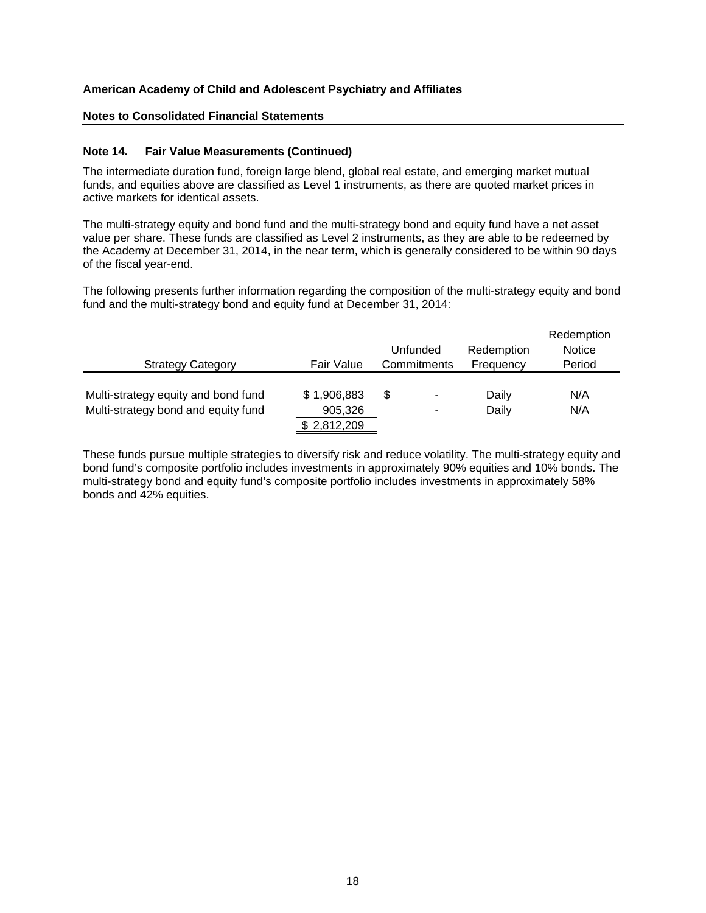**American Academy of Child and Adolescent Psychiatry and Affiliates**

**Notes to Consolidated Financial Statements**

### Note 14. Fair Value Measurements (Continued)

The intermediate duration fund, foreign large blend, global real estate, and emerging market mutual funds, and equities above are classified as Level 1 instruments, as there are quoted market prices in active markets for identical assets.

The multi-strategy equity and bond fund and the multi-strategy bond and equity fund have a net asset value per share. These funds are classified as Level 2 instruments, as they are able to be redeemed by the Academy at December 31, 2014, in the near term, which is generally considered to be within 90 days of the fiscal year-end.

The following presents further information regarding the composition of the multi-strategy equity and bond fund and the multi-strategy bond and equity fund at December 31, 2014:

| Strategy Category | Fair Value | Unfunded Commitments | Redemption Frequency | Redemption Notice Period |
|---|---|---|---|---|
| Multi-strategy equity and bond fund | $ 1,906,883 | $ - | Daily | N/A |
| Multi-strategy bond and equity fund | 905,326 | - | Daily | N/A |
| | $ 2,812,209 | | | |

These funds pursue multiple strategies to diversify risk and reduce volatility. The multi-strategy equity and bond fund's composite portfolio includes investments in approximately 90% equities and 10% bonds. The multi-strategy bond and equity fund's composite portfolio includes investments in approximately 58% bonds and 42% equities.